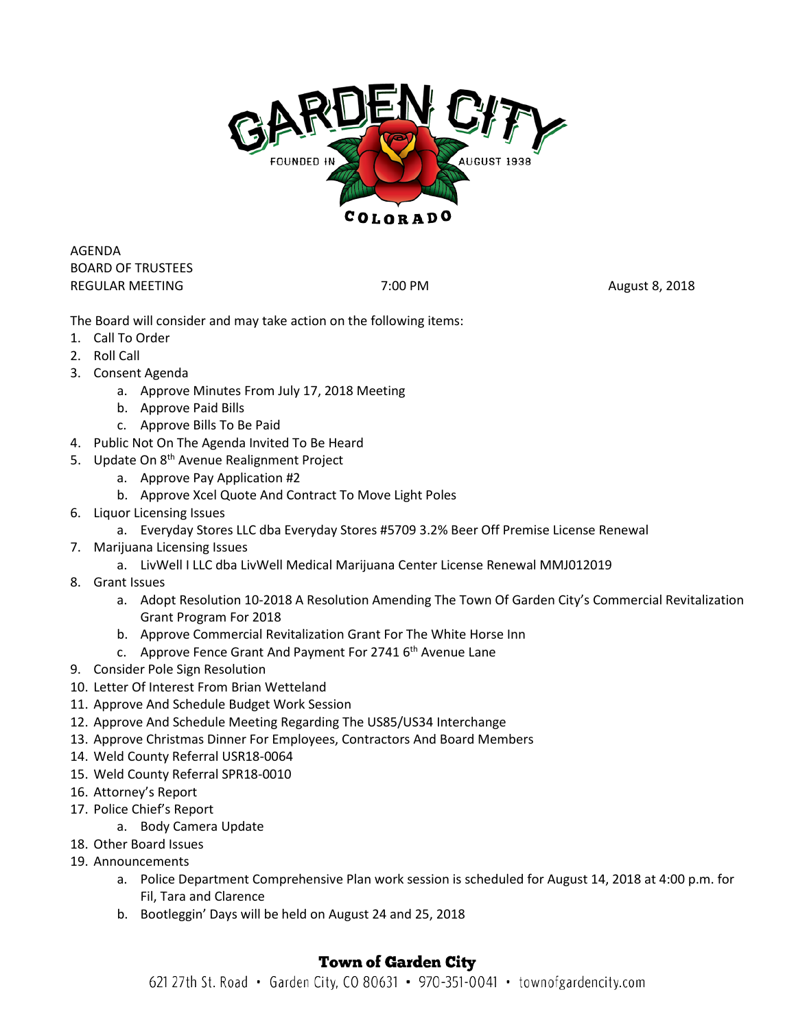GARDEN CITY

FOUNDED IN AUGUST 1938

COLORADO

AGENDA
BOARD OF TRUSTEES
REGULAR MEETING 7:00 PM August 8, 2018

The Board will consider and may take action on the following items:

1. Call To Order
2. Roll Call
3. Consent Agenda
   a. Approve Minutes From July 17, 2018 Meeting
   b. Approve Paid Bills
   c. Approve Bills To Be Paid
4. Public Not On The Agenda Invited To Be Heard
5. Update On 8th Avenue Realignment Project
   a. Approve Pay Application #2
   b. Approve Xcel Quote And Contract To Move Light Poles
6. Liquor Licensing Issues
   a. Everyday Stores LLC dba Everyday Stores #5709 3.2% Beer Off Premise License Renewal
7. Marijuana Licensing Issues
   a. LivWell I LLC dba LivWell Medical Marijuana Center License Renewal MMJ012019
8. Grant Issues
   a. Adopt Resolution 10-2018 A Resolution Amending The Town Of Garden City's Commercial Revitalization Grant Program For 2018
   b. Approve Commercial Revitalization Grant For The White Horse Inn
   c. Approve Fence Grant And Payment For 2741 6th Avenue Lane
9. Consider Pole Sign Resolution
10. Letter Of Interest From Brian Wetteland
11. Approve And Schedule Budget Work Session
12. Approve And Schedule Meeting Regarding The US85/US34 Interchange
13. Approve Christmas Dinner For Employees, Contractors And Board Members
14. Weld County Referral USR18-0064
15. Weld County Referral SPR18-0010
16. Attorney's Report
17. Police Chief's Report
   a. Body Camera Update
18. Other Board Issues
19. Announcements
   a. Police Department Comprehensive Plan work session is scheduled for August 14, 2018 at 4:00 p.m. for Fil, Tara and Clarence
   b. Bootleggin' Days will be held on August 24 and 25, 2018

**Town of Garden City**
621 27th St. Road • Garden City, CO 80631 • 970-351-0041 • townofgardencity.com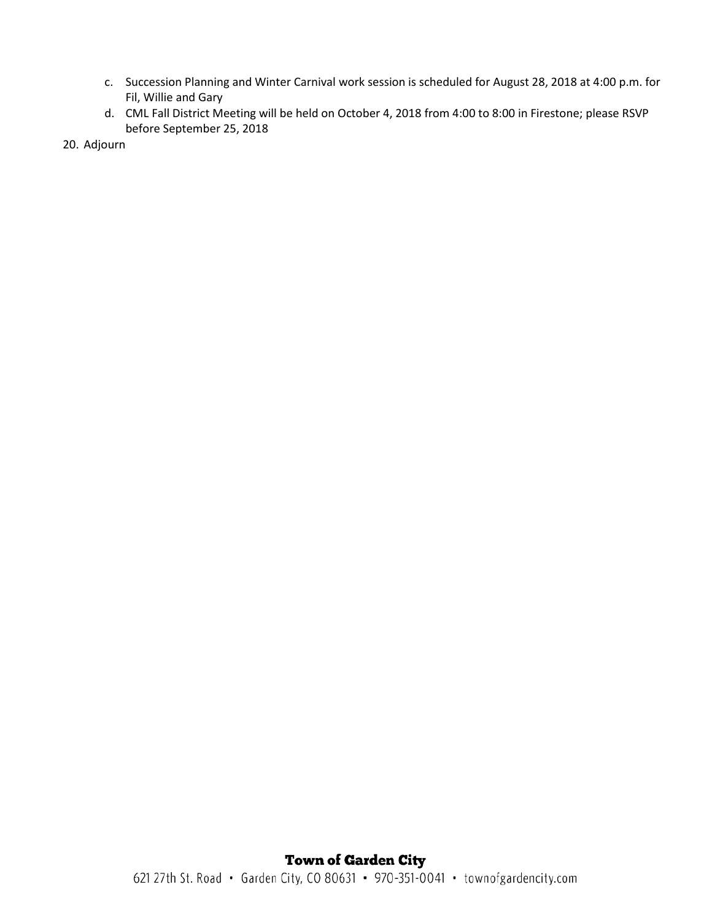c. Succession Planning and Winter Carnival work session is scheduled for August 28, 2018 at 4:00 p.m. for Fil, Willie and Gary
d. CML Fall District Meeting will be held on October 4, 2018 from 4:00 to 8:00 in Firestone; please RSVP before September 25, 2018

20. Adjourn